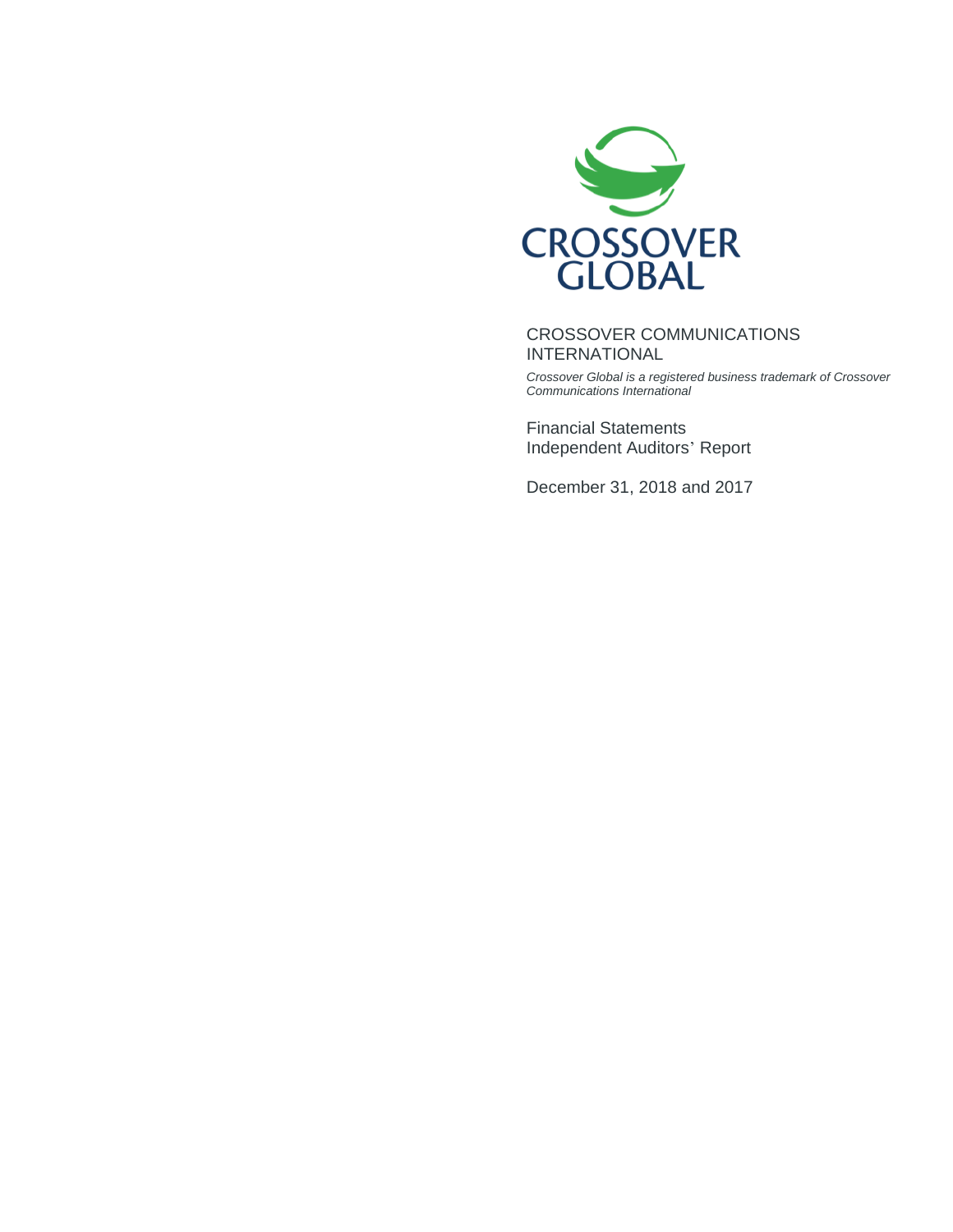CROSSOVER GLOBAL

# CROSSOVER COMMUNICATIONS INTERNATIONAL

*Crossover Global is a registered business trademark of Crossover Communications International*

Financial Statements
Independent Auditors' Report

December 31, 2018 and 2017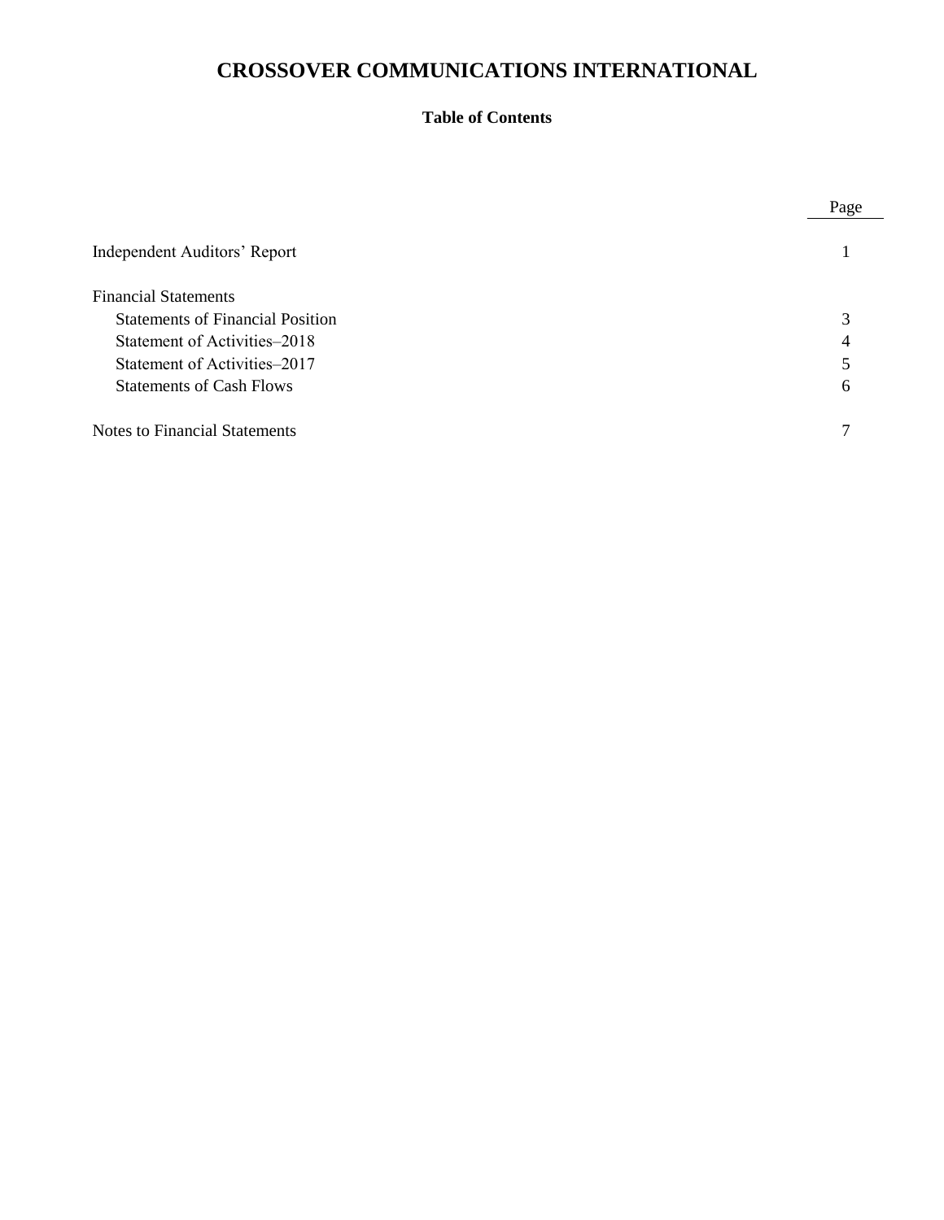# CROSSOVER COMMUNICATIONS INTERNATIONAL

## Table of Contents

| | Page |
|---|---|
| Independent Auditors' Report | 1 |
| Financial Statements | |
| Statements of Financial Position | 3 |
| Statement of Activities–2018 | 4 |
| Statement of Activities–2017 | 5 |
| Statements of Cash Flows | 6 |
| Notes to Financial Statements | 7 |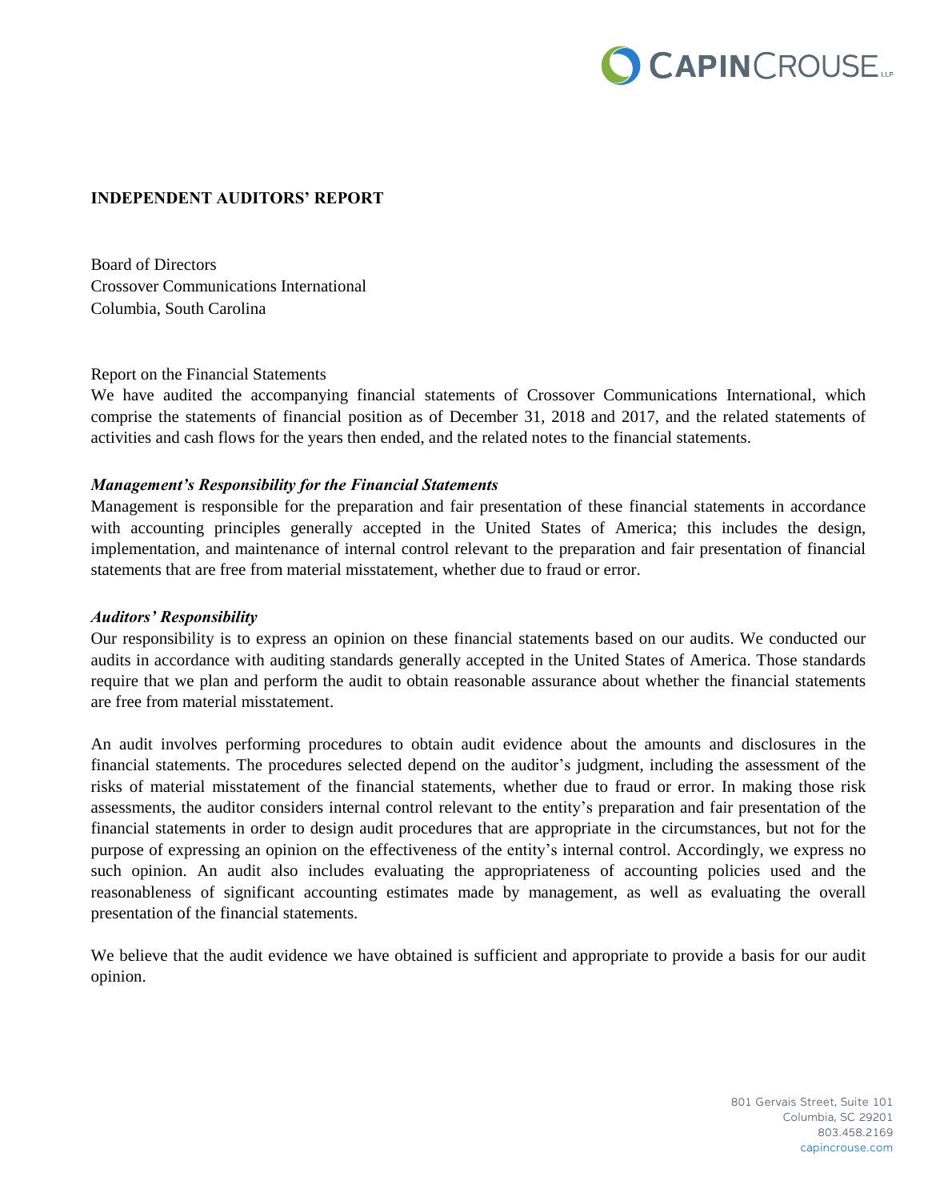**INDEPENDENT AUDITORS' REPORT**

Board of Directors
Crossover Communications International
Columbia, South Carolina

Report on the Financial Statements
We have audited the accompanying financial statements of Crossover Communications International, which comprise the statements of financial position as of December 31, 2018 and 2017, and the related statements of activities and cash flows for the years then ended, and the related notes to the financial statements.

***Management's Responsibility for the Financial Statements***
Management is responsible for the preparation and fair presentation of these financial statements in accordance with accounting principles generally accepted in the United States of America; this includes the design, implementation, and maintenance of internal control relevant to the preparation and fair presentation of financial statements that are free from material misstatement, whether due to fraud or error.

***Auditors' Responsibility***
Our responsibility is to express an opinion on these financial statements based on our audits. We conducted our audits in accordance with auditing standards generally accepted in the United States of America. Those standards require that we plan and perform the audit to obtain reasonable assurance about whether the financial statements are free from material misstatement.

An audit involves performing procedures to obtain audit evidence about the amounts and disclosures in the financial statements. The procedures selected depend on the auditor's judgment, including the assessment of the risks of material misstatement of the financial statements, whether due to fraud or error. In making those risk assessments, the auditor considers internal control relevant to the entity's preparation and fair presentation of the financial statements in order to design audit procedures that are appropriate in the circumstances, but not for the purpose of expressing an opinion on the effectiveness of the entity's internal control. Accordingly, we express no such opinion. An audit also includes evaluating the appropriateness of accounting policies used and the reasonableness of significant accounting estimates made by management, as well as evaluating the overall presentation of the financial statements.

We believe that the audit evidence we have obtained is sufficient and appropriate to provide a basis for our audit opinion.

801 Gervais Street, Suite 101
Columbia, SC 29201
803.458.2169
capincrouse.com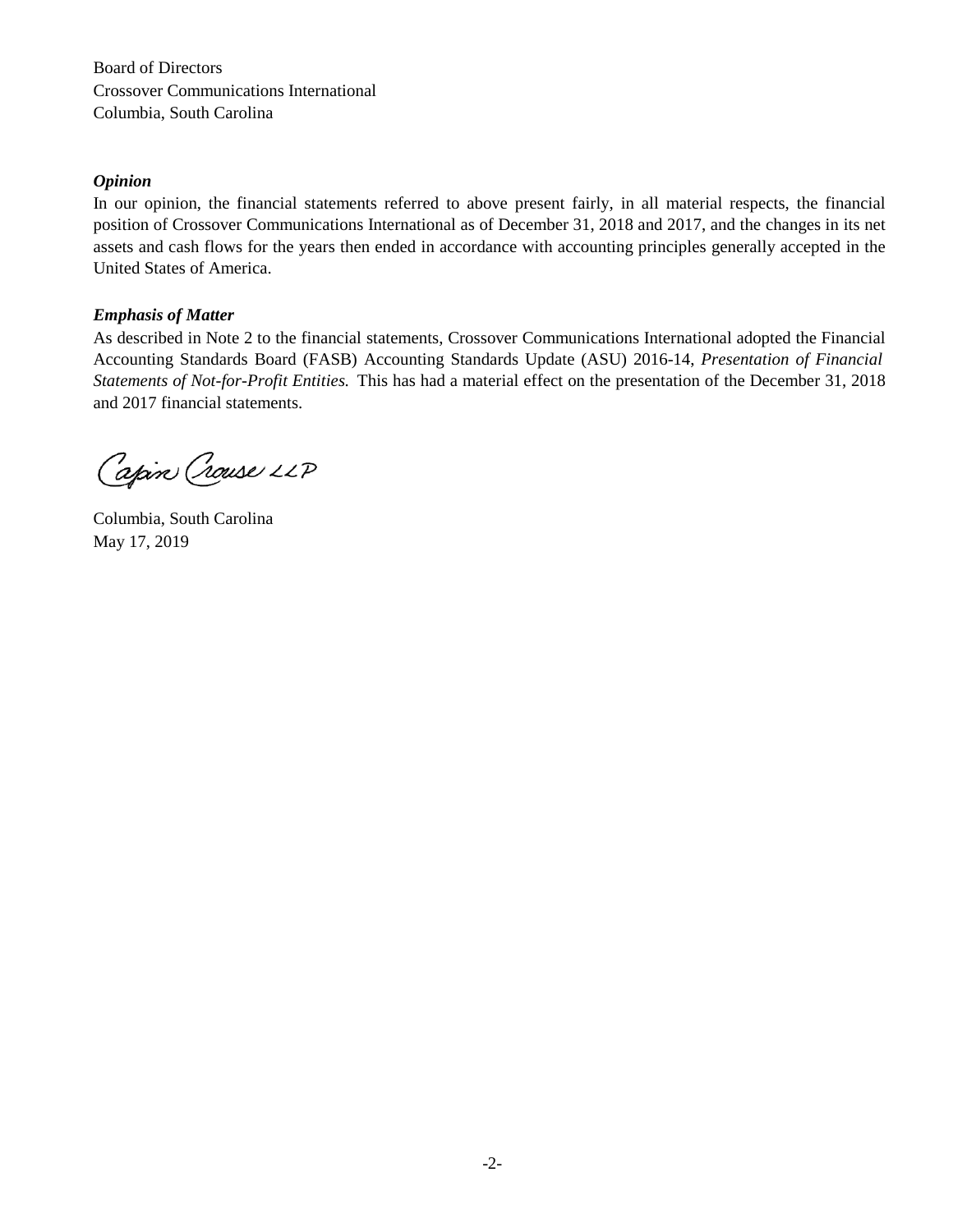Board of Directors
Crossover Communications International
Columbia, South Carolina

***Opinion***

In our opinion, the financial statements referred to above present fairly, in all material respects, the financial position of Crossover Communications International as of December 31, 2018 and 2017, and the changes in its net assets and cash flows for the years then ended in accordance with accounting principles generally accepted in the United States of America.

***Emphasis of Matter***

As described in Note 2 to the financial statements, Crossover Communications International adopted the Financial Accounting Standards Board (FASB) Accounting Standards Update (ASU) 2016-14, *Presentation of Financial Statements of Not-for-Profit Entities.* This has had a material effect on the presentation of the December 31, 2018 and 2017 financial statements.

Capin Crouse LLP

Columbia, South Carolina
May 17, 2019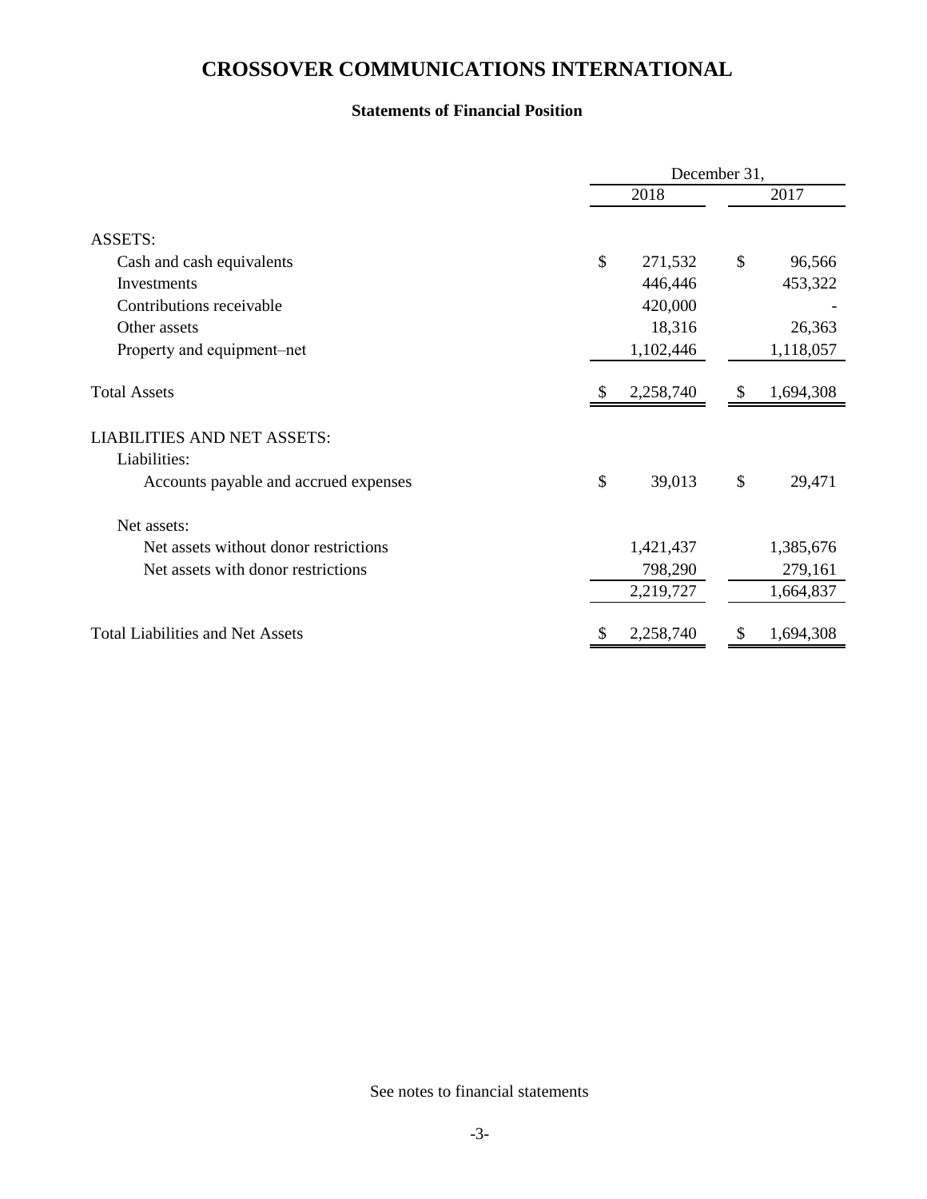# CROSSOVER COMMUNICATIONS INTERNATIONAL

### Statements of Financial Position

| | December 31, 2018 | December 31, 2017 |
|---|---|---|
| **ASSETS:** | | |
| Cash and cash equivalents | $ 271,532 | $ 96,566 |
| Investments | 446,446 | 453,322 |
| Contributions receivable | 420,000 | - |
| Other assets | 18,316 | 26,363 |
| Property and equipment–net | 1,102,446 | 1,118,057 |
| **Total Assets** | $ 2,258,740 | $ 1,694,308 |
| **LIABILITIES AND NET ASSETS:** | | |
| Liabilities: | | |
| Accounts payable and accrued expenses | $ 39,013 | $ 29,471 |
| Net assets: | | |
| Net assets without donor restrictions | 1,421,437 | 1,385,676 |
| Net assets with donor restrictions | 798,290 | 279,161 |
| | 2,219,727 | 1,664,837 |
| **Total Liabilities and Net Assets** | $ 2,258,740 | $ 1,694,308 |

See notes to financial statements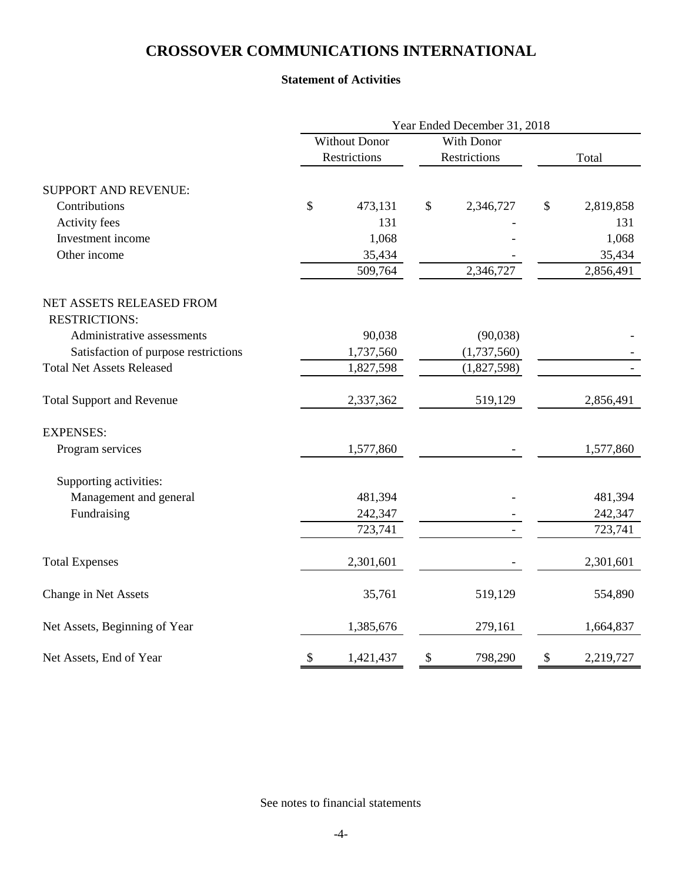# CROSSOVER COMMUNICATIONS INTERNATIONAL

## Statement of Activities

| | Year Ended December 31, 2018 | | |
|---|---|---|---|
| | Without Donor Restrictions | With Donor Restrictions | Total |
| SUPPORT AND REVENUE: | | | |
| Contributions | $ 473,131 | $ 2,346,727 | $ 2,819,858 |
| Activity fees | 131 | - | 131 |
| Investment income | 1,068 | - | 1,068 |
| Other income | 35,434 | - | 35,434 |
| | 509,764 | 2,346,727 | 2,856,491 |
| NET ASSETS RELEASED FROM RESTRICTIONS: | | | |
| Administrative assessments | 90,038 | (90,038) | - |
| Satisfaction of purpose restrictions | 1,737,560 | (1,737,560) | - |
| Total Net Assets Released | 1,827,598 | (1,827,598) | - |
| Total Support and Revenue | 2,337,362 | 519,129 | 2,856,491 |
| EXPENSES: | | | |
| Program services | 1,577,860 | - | 1,577,860 |
| Supporting activities: | | | |
| Management and general | 481,394 | - | 481,394 |
| Fundraising | 242,347 | - | 242,347 |
| | 723,741 | - | 723,741 |
| Total Expenses | 2,301,601 | - | 2,301,601 |
| Change in Net Assets | 35,761 | 519,129 | 554,890 |
| Net Assets, Beginning of Year | 1,385,676 | 279,161 | 1,664,837 |
| Net Assets, End of Year | $ 1,421,437 | $ 798,290 | $ 2,219,727 |

See notes to financial statements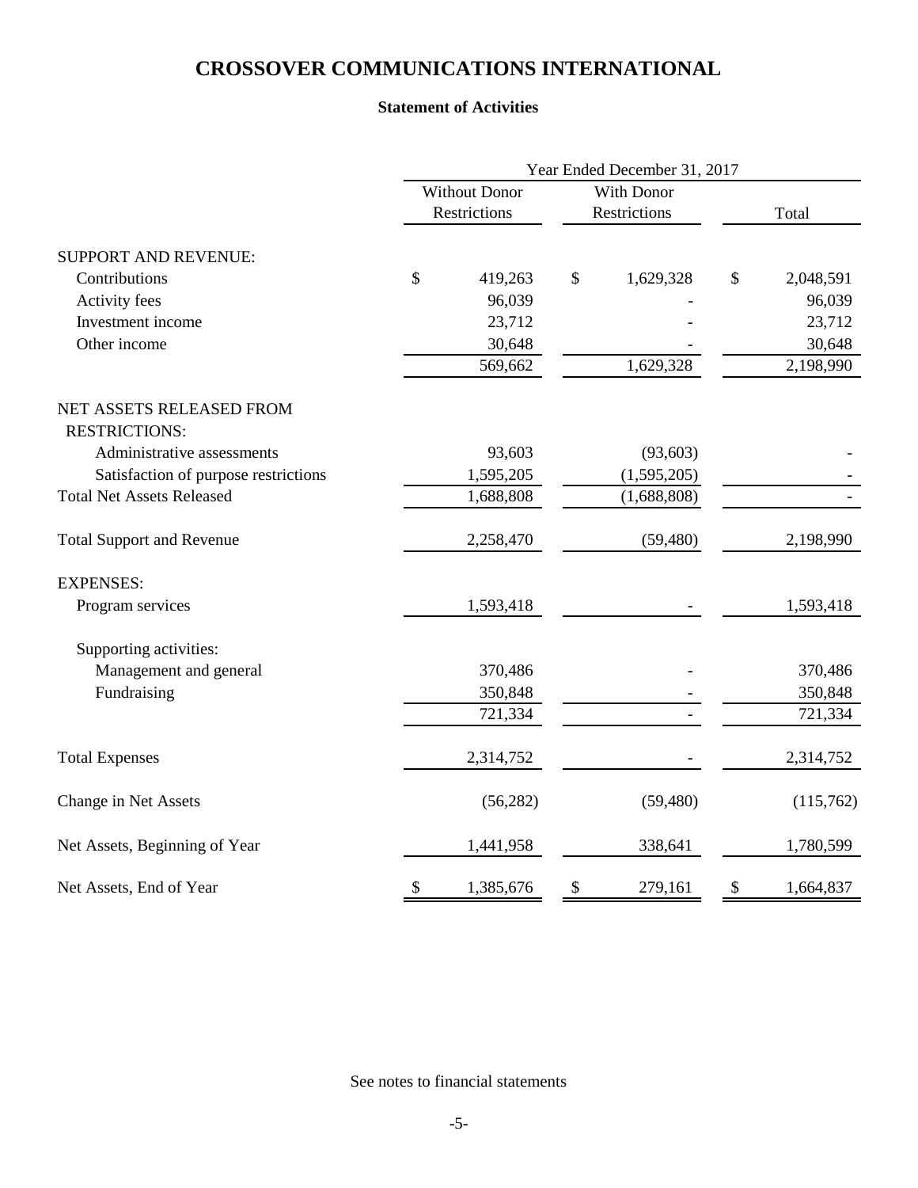# CROSSOVER COMMUNICATIONS INTERNATIONAL

## Statement of Activities

| | Year Ended December 31, 2017 | | |
|---|---|---|---|
| | Without Donor Restrictions | With Donor Restrictions | Total |
| **SUPPORT AND REVENUE:** | | | |
| Contributions | $ 419,263 | $ 1,629,328 | $ 2,048,591 |
| Activity fees | 96,039 | - | 96,039 |
| Investment income | 23,712 | - | 23,712 |
| Other income | 30,648 | - | 30,648 |
| | 569,662 | 1,629,328 | 2,198,990 |
| **NET ASSETS RELEASED FROM RESTRICTIONS:** | | | |
| Administrative assessments | 93,603 | (93,603) | - |
| Satisfaction of purpose restrictions | 1,595,205 | (1,595,205) | - |
| Total Net Assets Released | 1,688,808 | (1,688,808) | - |
| Total Support and Revenue | 2,258,470 | (59,480) | 2,198,990 |
| **EXPENSES:** | | | |
| Program services | 1,593,418 | - | 1,593,418 |
| Supporting activities: | | | |
| Management and general | 370,486 | - | 370,486 |
| Fundraising | 350,848 | - | 350,848 |
| | 721,334 | - | 721,334 |
| Total Expenses | 2,314,752 | - | 2,314,752 |
| Change in Net Assets | (56,282) | (59,480) | (115,762) |
| Net Assets, Beginning of Year | 1,441,958 | 338,641 | 1,780,599 |
| Net Assets, End of Year | $ 1,385,676 | $ 279,161 | $ 1,664,837 |

See notes to financial statements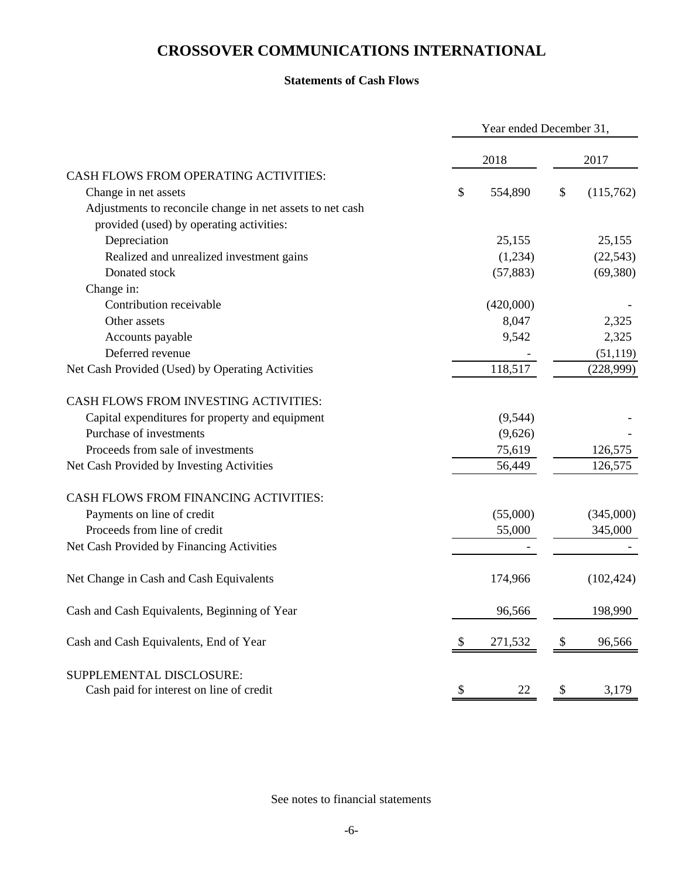# CROSSOVER COMMUNICATIONS INTERNATIONAL

## Statements of Cash Flows

| | Year ended December 31, | |
|---|---|---|
| | 2018 | 2017 |
| CASH FLOWS FROM OPERATING ACTIVITIES: | | |
| Change in net assets | $ 554,890 | $ (115,762) |
| Adjustments to reconcile change in net assets to net cash provided (used) by operating activities: | | |
| Depreciation | 25,155 | 25,155 |
| Realized and unrealized investment gains | (1,234) | (22,543) |
| Donated stock | (57,883) | (69,380) |
| Change in: | | |
| Contribution receivable | (420,000) | - |
| Other assets | 8,047 | 2,325 |
| Accounts payable | 9,542 | 2,325 |
| Deferred revenue | - | (51,119) |
| Net Cash Provided (Used) by Operating Activities | 118,517 | (228,999) |
| CASH FLOWS FROM INVESTING ACTIVITIES: | | |
| Capital expenditures for property and equipment | (9,544) | - |
| Purchase of investments | (9,626) | - |
| Proceeds from sale of investments | 75,619 | 126,575 |
| Net Cash Provided by Investing Activities | 56,449 | 126,575 |
| CASH FLOWS FROM FINANCING ACTIVITIES: | | |
| Payments on line of credit | (55,000) | (345,000) |
| Proceeds from line of credit | 55,000 | 345,000 |
| Net Cash Provided by Financing Activities | - | - |
| Net Change in Cash and Cash Equivalents | 174,966 | (102,424) |
| Cash and Cash Equivalents, Beginning of Year | 96,566 | 198,990 |
| Cash and Cash Equivalents, End of Year | $ 271,532 | $ 96,566 |
| SUPPLEMENTAL DISCLOSURE: | | |
| Cash paid for interest on line of credit | $ 22 | $ 3,179 |

See notes to financial statements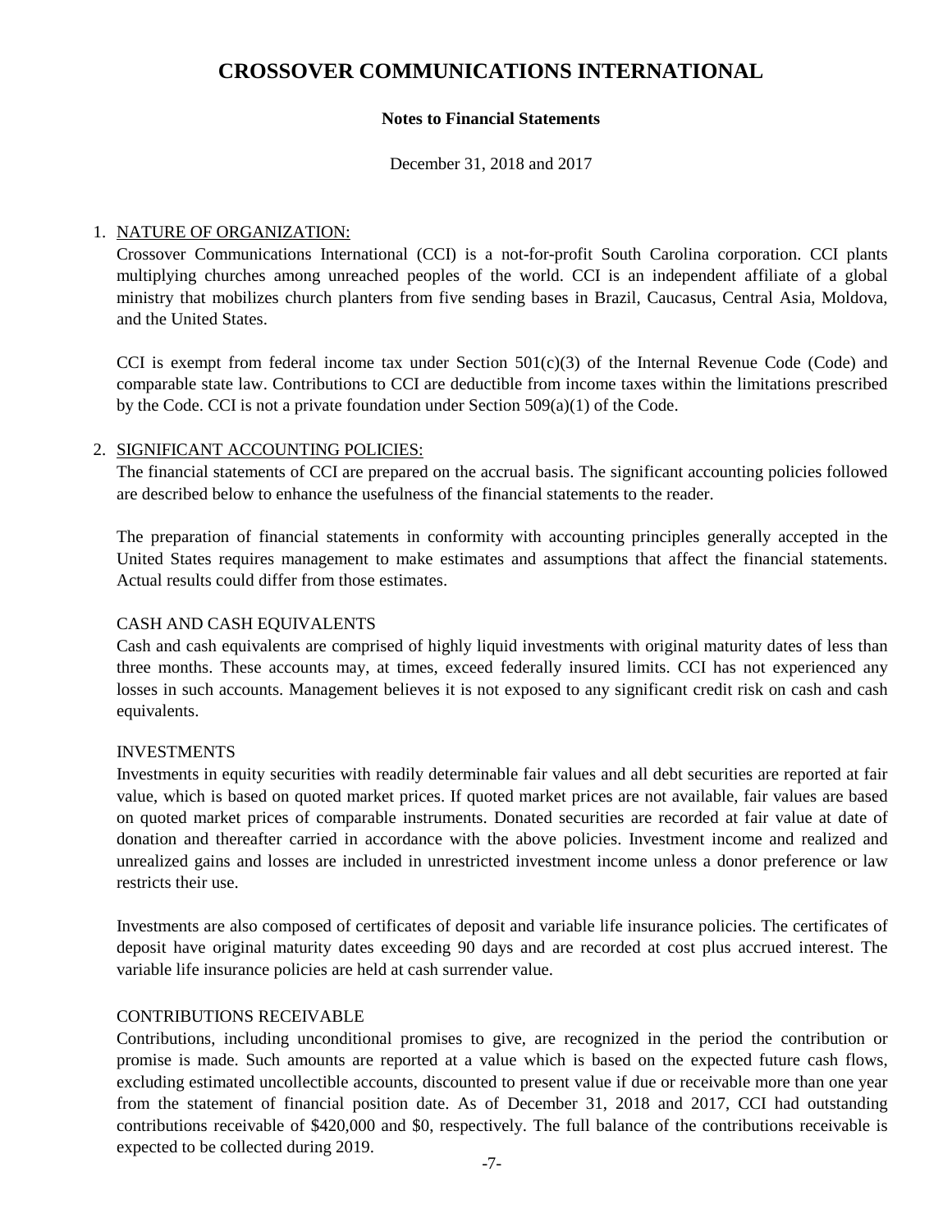# CROSSOVER COMMUNICATIONS INTERNATIONAL

**Notes to Financial Statements**

December 31, 2018 and 2017

1. NATURE OF ORGANIZATION:

   Crossover Communications International (CCI) is a not-for-profit South Carolina corporation. CCI plants multiplying churches among unreached peoples of the world. CCI is an independent affiliate of a global ministry that mobilizes church planters from five sending bases in Brazil, Caucasus, Central Asia, Moldova, and the United States.

   CCI is exempt from federal income tax under Section 501(c)(3) of the Internal Revenue Code (Code) and comparable state law. Contributions to CCI are deductible from income taxes within the limitations prescribed by the Code. CCI is not a private foundation under Section 509(a)(1) of the Code.

2. SIGNIFICANT ACCOUNTING POLICIES:

   The financial statements of CCI are prepared on the accrual basis. The significant accounting policies followed are described below to enhance the usefulness of the financial statements to the reader.

   The preparation of financial statements in conformity with accounting principles generally accepted in the United States requires management to make estimates and assumptions that affect the financial statements. Actual results could differ from those estimates.

   CASH AND CASH EQUIVALENTS

   Cash and cash equivalents are comprised of highly liquid investments with original maturity dates of less than three months. These accounts may, at times, exceed federally insured limits. CCI has not experienced any losses in such accounts. Management believes it is not exposed to any significant credit risk on cash and cash equivalents.

   INVESTMENTS

   Investments in equity securities with readily determinable fair values and all debt securities are reported at fair value, which is based on quoted market prices. If quoted market prices are not available, fair values are based on quoted market prices of comparable instruments. Donated securities are recorded at fair value at date of donation and thereafter carried in accordance with the above policies. Investment income and realized and unrealized gains and losses are included in unrestricted investment income unless a donor preference or law restricts their use.

   Investments are also composed of certificates of deposit and variable life insurance policies. The certificates of deposit have original maturity dates exceeding 90 days and are recorded at cost plus accrued interest. The variable life insurance policies are held at cash surrender value.

   CONTRIBUTIONS RECEIVABLE

   Contributions, including unconditional promises to give, are recognized in the period the contribution or promise is made. Such amounts are reported at a value which is based on the expected future cash flows, excluding estimated uncollectible accounts, discounted to present value if due or receivable more than one year from the statement of financial position date. As of December 31, 2018 and 2017, CCI had outstanding contributions receivable of $420,000 and $0, respectively. The full balance of the contributions receivable is expected to be collected during 2019.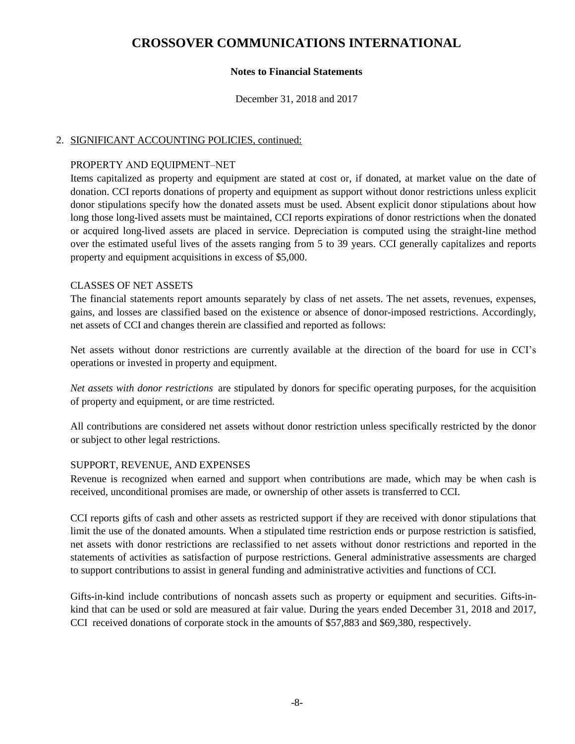# CROSSOVER COMMUNICATIONS INTERNATIONAL

**Notes to Financial Statements**

December 31, 2018 and 2017

2. SIGNIFICANT ACCOUNTING POLICIES, continued:

PROPERTY AND EQUIPMENT–NET

Items capitalized as property and equipment are stated at cost or, if donated, at market value on the date of donation. CCI reports donations of property and equipment as support without donor restrictions unless explicit donor stipulations specify how the donated assets must be used. Absent explicit donor stipulations about how long those long-lived assets must be maintained, CCI reports expirations of donor restrictions when the donated or acquired long-lived assets are placed in service. Depreciation is computed using the straight-line method over the estimated useful lives of the assets ranging from 5 to 39 years. CCI generally capitalizes and reports property and equipment acquisitions in excess of $5,000.

CLASSES OF NET ASSETS

The financial statements report amounts separately by class of net assets. The net assets, revenues, expenses, gains, and losses are classified based on the existence or absence of donor-imposed restrictions. Accordingly, net assets of CCI and changes therein are classified and reported as follows:

Net assets without donor restrictions are currently available at the direction of the board for use in CCI's operations or invested in property and equipment.

*Net assets with donor restrictions* are stipulated by donors for specific operating purposes, for the acquisition of property and equipment, or are time restricted.

All contributions are considered net assets without donor restriction unless specifically restricted by the donor or subject to other legal restrictions.

SUPPORT, REVENUE, AND EXPENSES

Revenue is recognized when earned and support when contributions are made, which may be when cash is received, unconditional promises are made, or ownership of other assets is transferred to CCI.

CCI reports gifts of cash and other assets as restricted support if they are received with donor stipulations that limit the use of the donated amounts. When a stipulated time restriction ends or purpose restriction is satisfied, net assets with donor restrictions are reclassified to net assets without donor restrictions and reported in the statements of activities as satisfaction of purpose restrictions. General administrative assessments are charged to support contributions to assist in general funding and administrative activities and functions of CCI.

Gifts-in-kind include contributions of noncash assets such as property or equipment and securities. Gifts-in-kind that can be used or sold are measured at fair value. During the years ended December 31, 2018 and 2017, CCI received donations of corporate stock in the amounts of $57,883 and $69,380, respectively.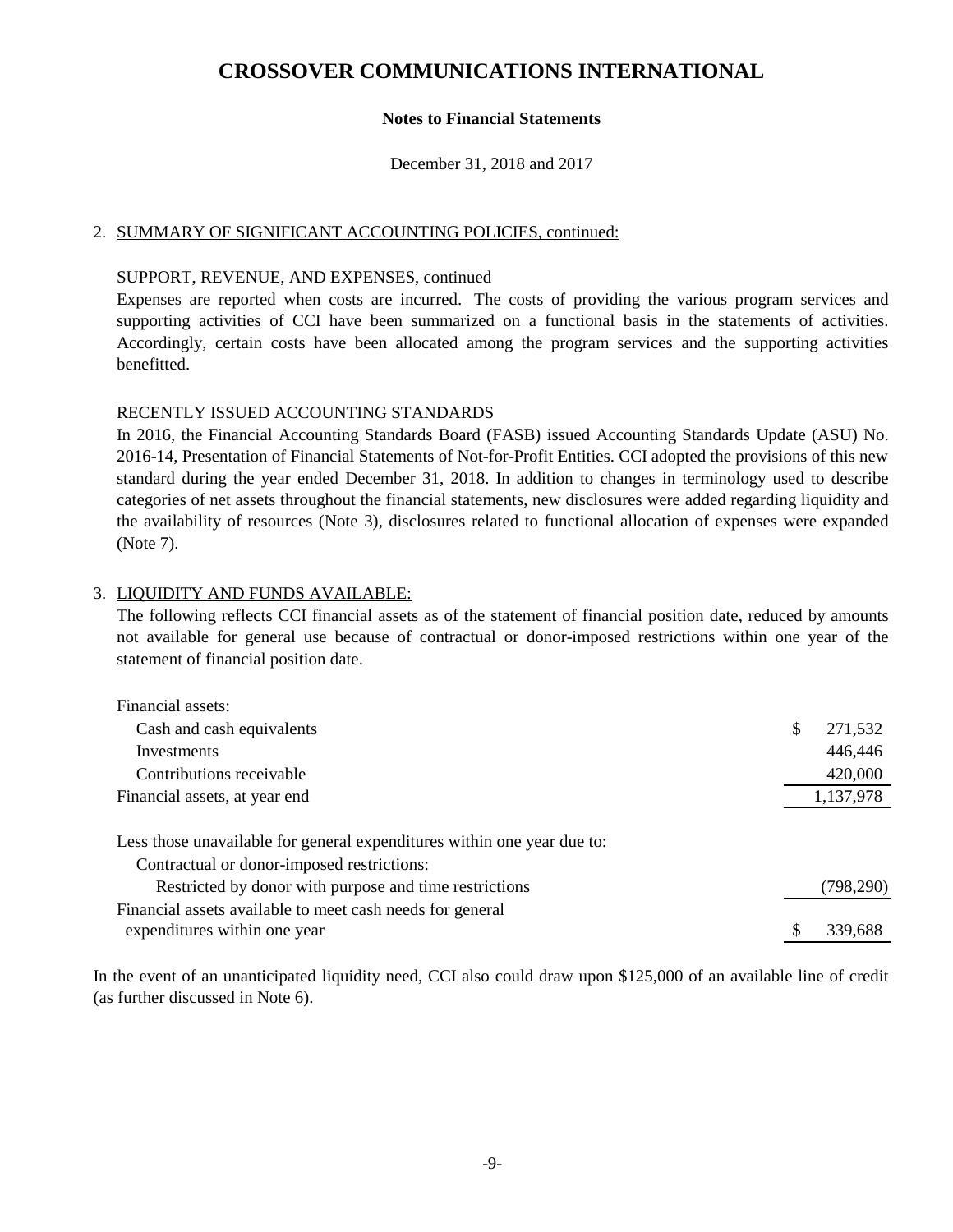# CROSSOVER COMMUNICATIONS INTERNATIONAL

**Notes to Financial Statements**

December 31, 2018 and 2017

2. SUMMARY OF SIGNIFICANT ACCOUNTING POLICIES, continued:

SUPPORT, REVENUE, AND EXPENSES, continued

Expenses are reported when costs are incurred. The costs of providing the various program services and supporting activities of CCI have been summarized on a functional basis in the statements of activities. Accordingly, certain costs have been allocated among the program services and the supporting activities benefitted.

RECENTLY ISSUED ACCOUNTING STANDARDS

In 2016, the Financial Accounting Standards Board (FASB) issued Accounting Standards Update (ASU) No. 2016-14, Presentation of Financial Statements of Not-for-Profit Entities. CCI adopted the provisions of this new standard during the year ended December 31, 2018. In addition to changes in terminology used to describe categories of net assets throughout the financial statements, new disclosures were added regarding liquidity and the availability of resources (Note 3), disclosures related to functional allocation of expenses were expanded (Note 7).

3. LIQUIDITY AND FUNDS AVAILABLE:

The following reflects CCI financial assets as of the statement of financial position date, reduced by amounts not available for general use because of contractual or donor-imposed restrictions within one year of the statement of financial position date.

| | |
|---|---|
| Financial assets: | |
| Cash and cash equivalents | $ 271,532 |
| Investments | 446,446 |
| Contributions receivable | 420,000 |
| Financial assets, at year end | 1,137,978 |
| | |
| Less those unavailable for general expenditures within one year due to: | |
| Contractual or donor-imposed restrictions: | |
| Restricted by donor with purpose and time restrictions | (798,290) |
| Financial assets available to meet cash needs for general expenditures within one year | $ 339,688 |

In the event of an unanticipated liquidity need, CCI also could draw upon $125,000 of an available line of credit (as further discussed in Note 6).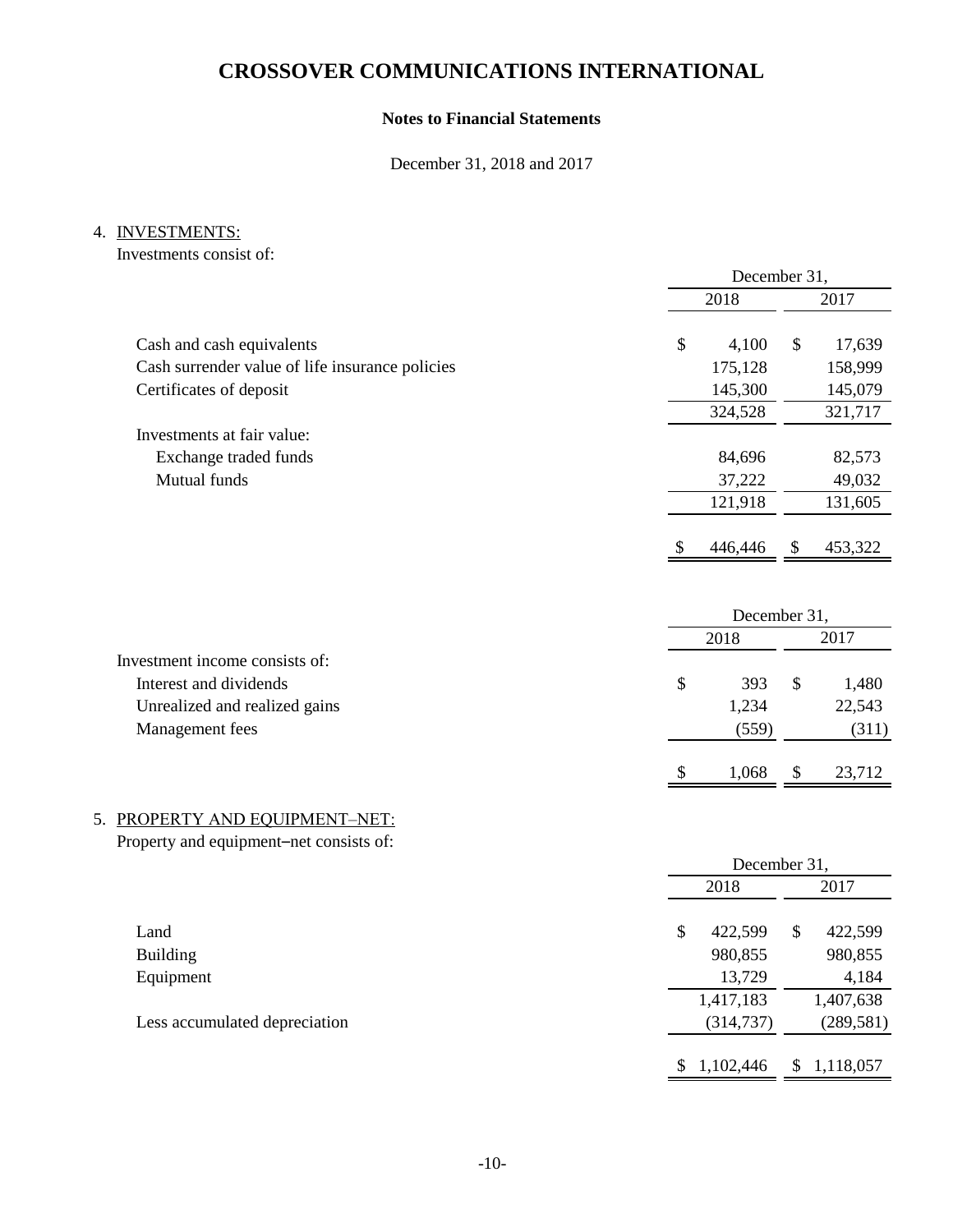# CROSSOVER COMMUNICATIONS INTERNATIONAL

## Notes to Financial Statements

December 31, 2018 and 2017

### 4. INVESTMENTS:

Investments consist of:

| | December 31, 2018 | December 31, 2017 |
|---|---|---|
| Cash and cash equivalents | $ 4,100 | $ 17,639 |
| Cash surrender value of life insurance policies | 175,128 | 158,999 |
| Certificates of deposit | 145,300 | 145,079 |
| | 324,528 | 321,717 |
| Investments at fair value: | | |
| Exchange traded funds | 84,696 | 82,573 |
| Mutual funds | 37,222 | 49,032 |
| | 121,918 | 131,605 |
| | $ 446,446 | $ 453,322 |

| | December 31, 2018 | December 31, 2017 |
|---|---|---|
| Investment income consists of: | | |
| Interest and dividends | $ 393 | $ 1,480 |
| Unrealized and realized gains | 1,234 | 22,543 |
| Management fees | (559) | (311) |
| | $ 1,068 | $ 23,712 |

### 5. PROPERTY AND EQUIPMENT–NET:

Property and equipment–net consists of:

| | December 31, 2018 | December 31, 2017 |
|---|---|---|
| Land | $ 422,599 | $ 422,599 |
| Building | 980,855 | 980,855 |
| Equipment | 13,729 | 4,184 |
| | 1,417,183 | 1,407,638 |
| Less accumulated depreciation | (314,737) | (289,581) |
| | $ 1,102,446 | $ 1,118,057 |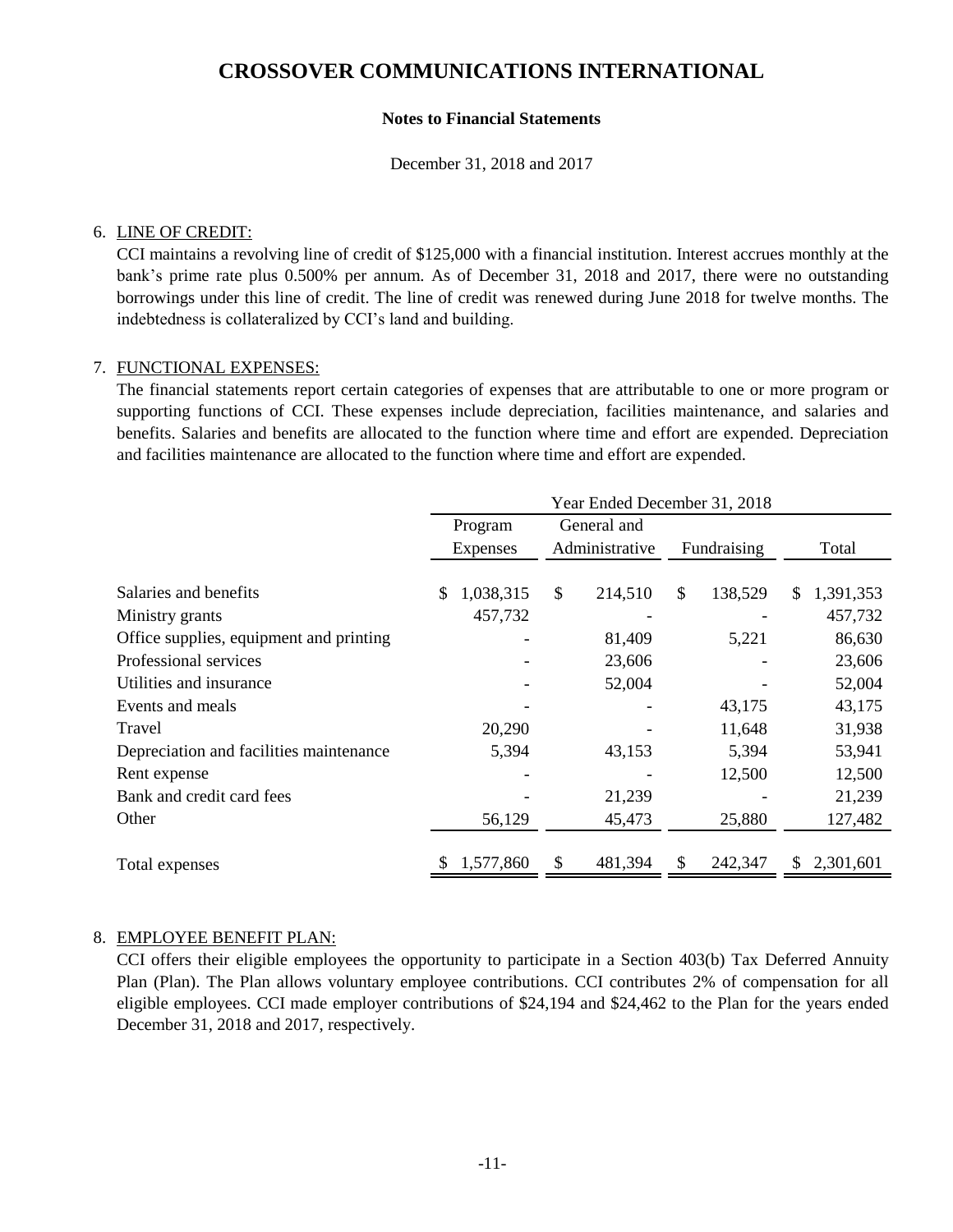# CROSSOVER COMMUNICATIONS INTERNATIONAL

**Notes to Financial Statements**

December 31, 2018 and 2017

6. LINE OF CREDIT:

CCI maintains a revolving line of credit of $125,000 with a financial institution. Interest accrues monthly at the bank's prime rate plus 0.500% per annum. As of December 31, 2018 and 2017, there were no outstanding borrowings under this line of credit. The line of credit was renewed during June 2018 for twelve months. The indebtedness is collateralized by CCI's land and building.

7. FUNCTIONAL EXPENSES:

The financial statements report certain categories of expenses that are attributable to one or more program or supporting functions of CCI. These expenses include depreciation, facilities maintenance, and salaries and benefits. Salaries and benefits are allocated to the function where time and effort are expended. Depreciation and facilities maintenance are allocated to the function where time and effort are expended.

| | Year Ended December 31, 2018 | | | |
|---|---|---|---|---|
| | Program Expenses | General and Administrative | Fundraising | Total |
| Salaries and benefits | $ 1,038,315 | $ 214,510 | $ 138,529 | $ 1,391,353 |
| Ministry grants | 457,732 | - | - | 457,732 |
| Office supplies, equipment and printing | - | 81,409 | 5,221 | 86,630 |
| Professional services | - | 23,606 | - | 23,606 |
| Utilities and insurance | - | 52,004 | - | 52,004 |
| Events and meals | - | - | 43,175 | 43,175 |
| Travel | 20,290 | - | 11,648 | 31,938 |
| Depreciation and facilities maintenance | 5,394 | 43,153 | 5,394 | 53,941 |
| Rent expense | - | - | 12,500 | 12,500 |
| Bank and credit card fees | - | 21,239 | - | 21,239 |
| Other | 56,129 | 45,473 | 25,880 | 127,482 |
| Total expenses | $ 1,577,860 | $ 481,394 | $ 242,347 | $ 2,301,601 |

8. EMPLOYEE BENEFIT PLAN:

CCI offers their eligible employees the opportunity to participate in a Section 403(b) Tax Deferred Annuity Plan (Plan). The Plan allows voluntary employee contributions. CCI contributes 2% of compensation for all eligible employees. CCI made employer contributions of $24,194 and $24,462 to the Plan for the years ended December 31, 2018 and 2017, respectively.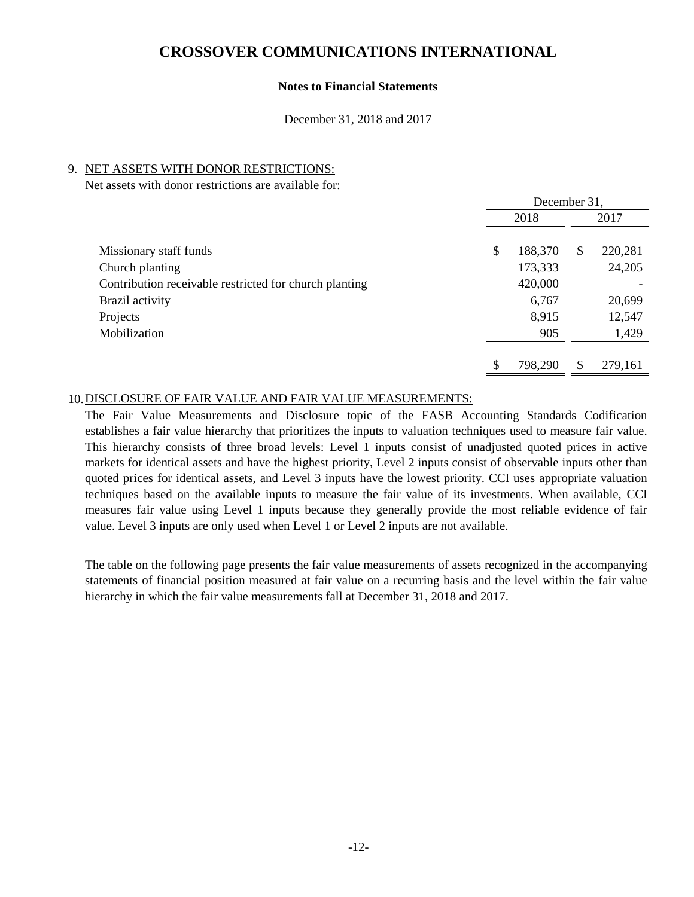# CROSSOVER COMMUNICATIONS INTERNATIONAL

**Notes to Financial Statements**

December 31, 2018 and 2017

9. NET ASSETS WITH DONOR RESTRICTIONS:

Net assets with donor restrictions are available for:

| | December 31, 2018 | December 31, 2017 |
|---|---|---|
| Missionary staff funds | $ 188,370 | $ 220,281 |
| Church planting | 173,333 | 24,205 |
| Contribution receivable restricted for church planting | 420,000 | - |
| Brazil activity | 6,767 | 20,699 |
| Projects | 8,915 | 12,547 |
| Mobilization | 905 | 1,429 |
| | $ 798,290 | $ 279,161 |

10. DISCLOSURE OF FAIR VALUE AND FAIR VALUE MEASUREMENTS:

The Fair Value Measurements and Disclosure topic of the FASB Accounting Standards Codification establishes a fair value hierarchy that prioritizes the inputs to valuation techniques used to measure fair value. This hierarchy consists of three broad levels: Level 1 inputs consist of unadjusted quoted prices in active markets for identical assets and have the highest priority, Level 2 inputs consist of observable inputs other than quoted prices for identical assets, and Level 3 inputs have the lowest priority. CCI uses appropriate valuation techniques based on the available inputs to measure the fair value of its investments. When available, CCI measures fair value using Level 1 inputs because they generally provide the most reliable evidence of fair value. Level 3 inputs are only used when Level 1 or Level 2 inputs are not available.

The table on the following page presents the fair value measurements of assets recognized in the accompanying statements of financial position measured at fair value on a recurring basis and the level within the fair value hierarchy in which the fair value measurements fall at December 31, 2018 and 2017.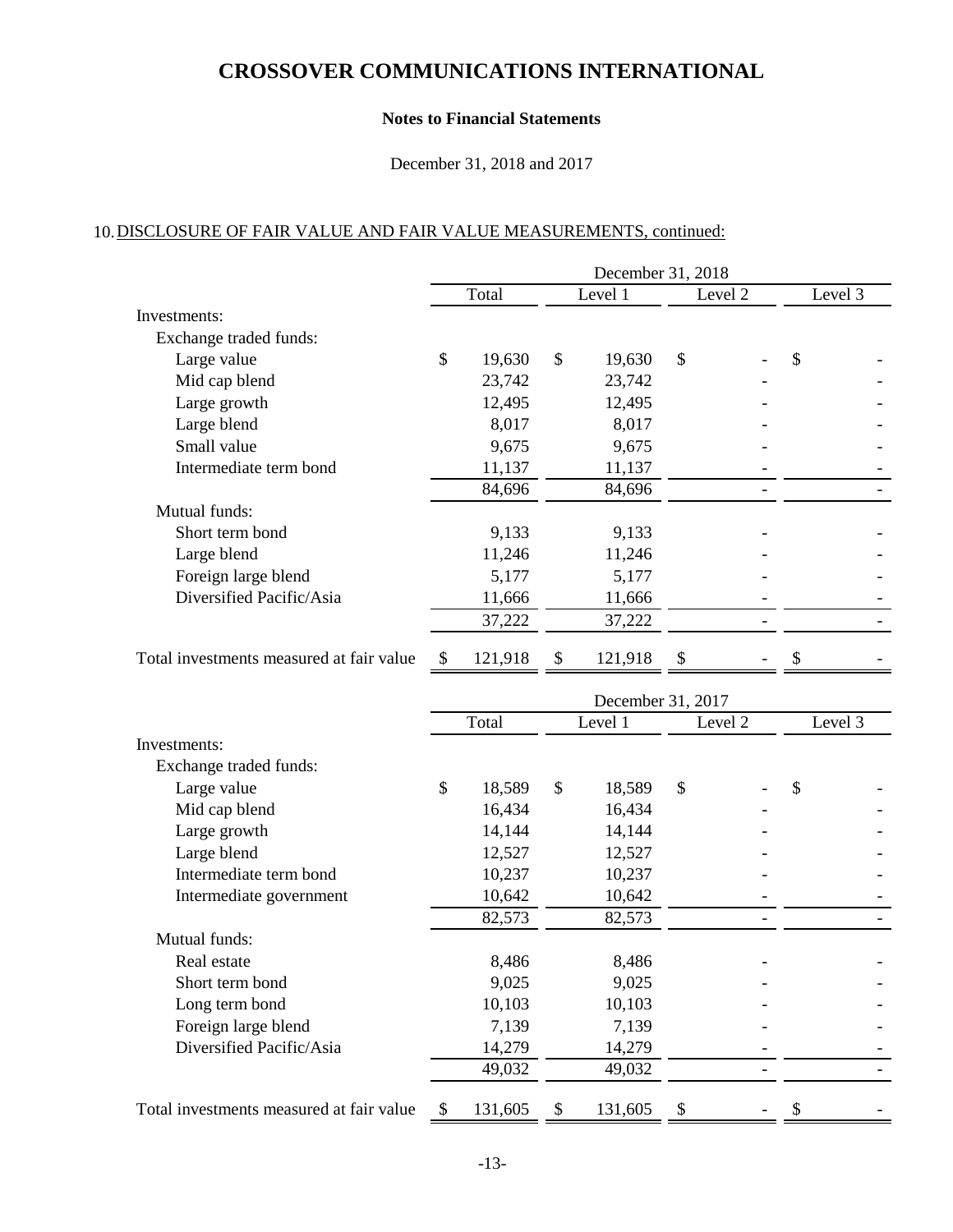# CROSSOVER COMMUNICATIONS INTERNATIONAL

**Notes to Financial Statements**

December 31, 2018 and 2017

## 10. DISCLOSURE OF FAIR VALUE AND FAIR VALUE MEASUREMENTS, continued:

| | December 31, 2018 | | | |
|---|---|---|---|---|
| | Total | Level 1 | Level 2 | Level 3 |
| Investments: | | | | |
| Exchange traded funds: | | | | |
| Large value | $ 19,630 | $ 19,630 | $ - | $ - |
| Mid cap blend | 23,742 | 23,742 | - | - |
| Large growth | 12,495 | 12,495 | - | - |
| Large blend | 8,017 | 8,017 | - | - |
| Small value | 9,675 | 9,675 | - | - |
| Intermediate term bond | 11,137 | 11,137 | - | - |
| | 84,696 | 84,696 | - | - |
| Mutual funds: | | | | |
| Short term bond | 9,133 | 9,133 | - | - |
| Large blend | 11,246 | 11,246 | - | - |
| Foreign large blend | 5,177 | 5,177 | - | - |
| Diversified Pacific/Asia | 11,666 | 11,666 | - | - |
| | 37,222 | 37,222 | - | - |
| Total investments measured at fair value | $ 121,918 | $ 121,918 | $ - | $ - |

| | December 31, 2017 | | | |
|---|---|---|---|---|
| | Total | Level 1 | Level 2 | Level 3 |
| Investments: | | | | |
| Exchange traded funds: | | | | |
| Large value | $ 18,589 | $ 18,589 | $ - | $ - |
| Mid cap blend | 16,434 | 16,434 | - | - |
| Large growth | 14,144 | 14,144 | - | - |
| Large blend | 12,527 | 12,527 | - | - |
| Intermediate term bond | 10,237 | 10,237 | - | - |
| Intermediate government | 10,642 | 10,642 | - | - |
| | 82,573 | 82,573 | - | - |
| Mutual funds: | | | | |
| Real estate | 8,486 | 8,486 | - | - |
| Short term bond | 9,025 | 9,025 | - | - |
| Long term bond | 10,103 | 10,103 | - | - |
| Foreign large blend | 7,139 | 7,139 | - | - |
| Diversified Pacific/Asia | 14,279 | 14,279 | - | - |
| | 49,032 | 49,032 | - | - |
| Total investments measured at fair value | $ 131,605 | $ 131,605 | $ - | $ - |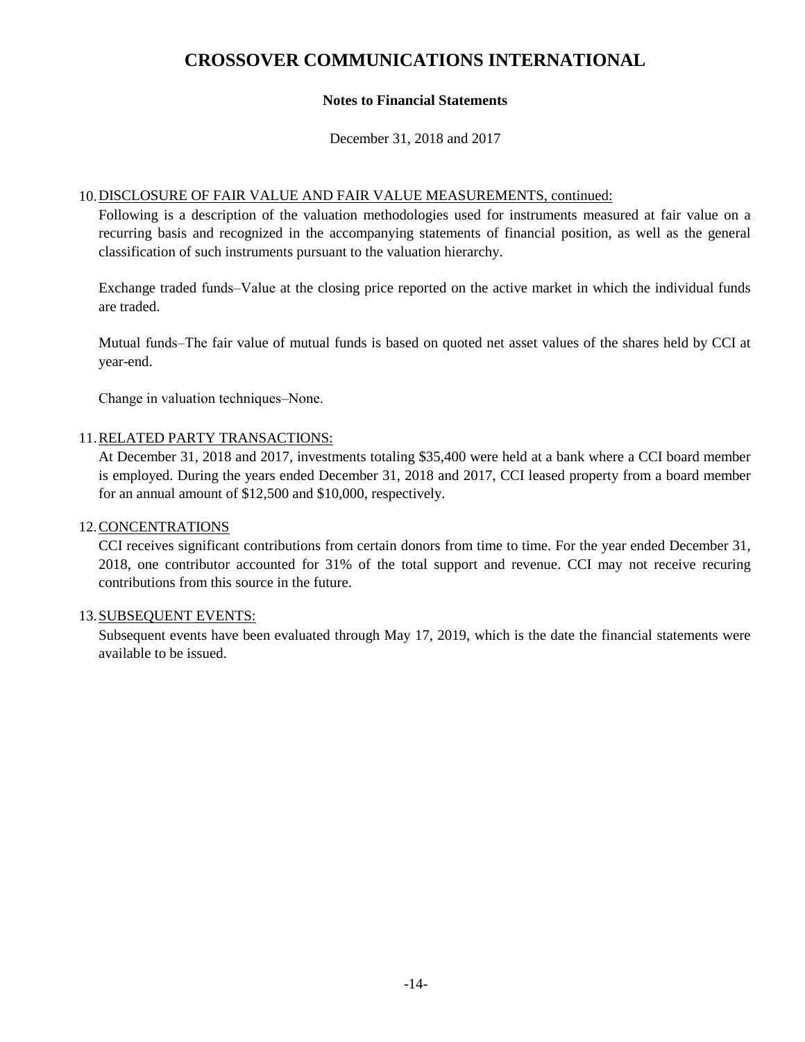# CROSSOVER COMMUNICATIONS INTERNATIONAL

**Notes to Financial Statements**

December 31, 2018 and 2017

10. DISCLOSURE OF FAIR VALUE AND FAIR VALUE MEASUREMENTS, continued:

Following is a description of the valuation methodologies used for instruments measured at fair value on a recurring basis and recognized in the accompanying statements of financial position, as well as the general classification of such instruments pursuant to the valuation hierarchy.

Exchange traded funds–Value at the closing price reported on the active market in which the individual funds are traded.

Mutual funds–The fair value of mutual funds is based on quoted net asset values of the shares held by CCI at year-end.

Change in valuation techniques–None.

11. RELATED PARTY TRANSACTIONS:

At December 31, 2018 and 2017, investments totaling $35,400 were held at a bank where a CCI board member is employed. During the years ended December 31, 2018 and 2017, CCI leased property from a board member for an annual amount of $12,500 and $10,000, respectively.

12. CONCENTRATIONS

CCI receives significant contributions from certain donors from time to time. For the year ended December 31, 2018, one contributor accounted for 31% of the total support and revenue. CCI may not receive recuring contributions from this source in the future.

13. SUBSEQUENT EVENTS:

Subsequent events have been evaluated through May 17, 2019, which is the date the financial statements were available to be issued.